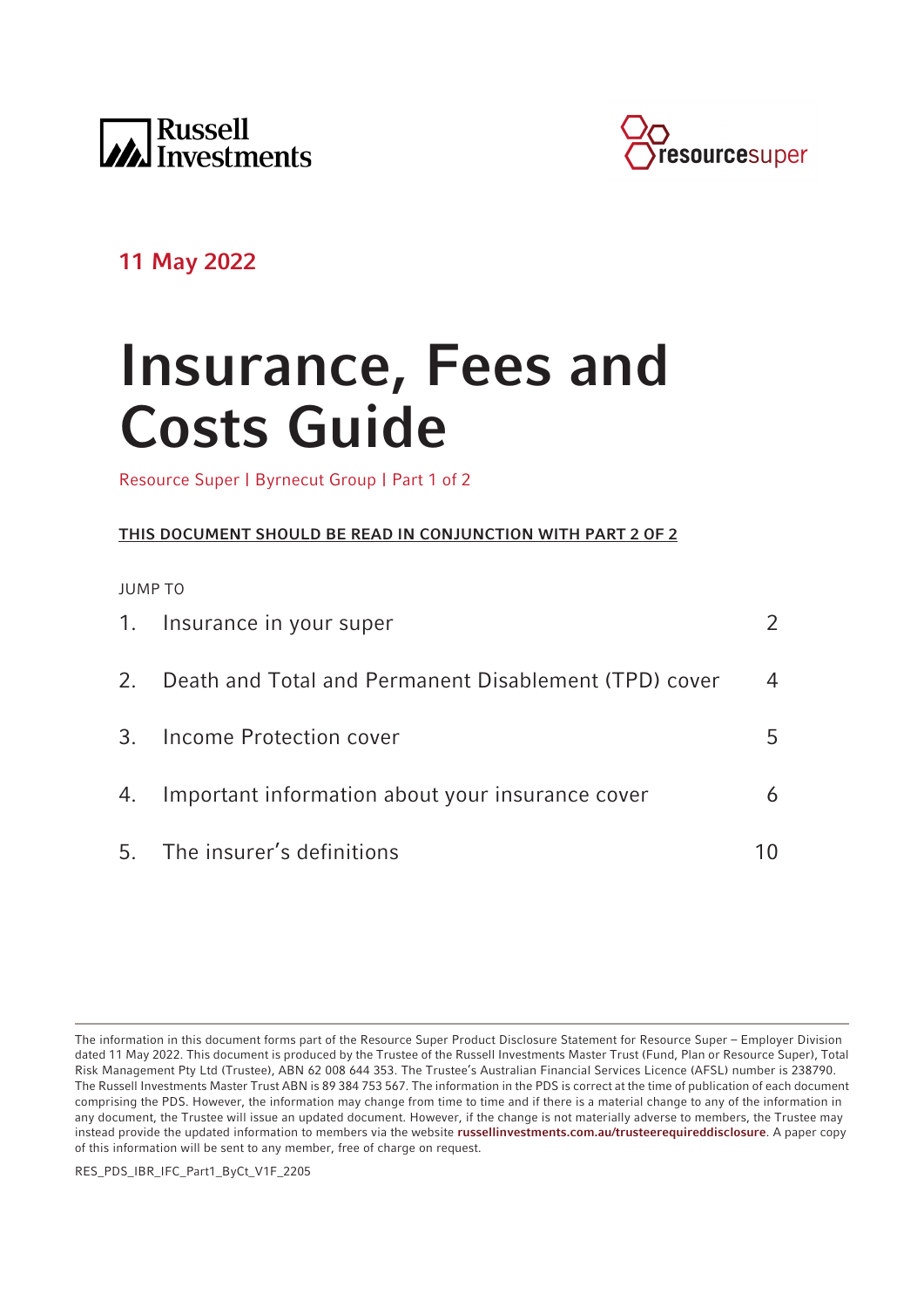Russell Investments

resourcesuper

**11 May 2022**

# Insurance, Fees and Costs Guide

Resource Super | Byrnecut Group | Part 1 of 2

**THIS DOCUMENT SHOULD BE READ IN CONJUNCTION WITH PART 2 OF 2**

JUMP TO

| | | |
|---|---|---|
| 1. | Insurance in your super | 2 |
| 2. | Death and Total and Permanent Disablement (TPD) cover | 4 |
| 3. | Income Protection cover | 5 |
| 4. | Important information about your insurance cover | 6 |
| 5. | The insurer's definitions | 10 |

The information in this document forms part of the Resource Super Product Disclosure Statement for Resource Super – Employer Division dated 11 May 2022. This document is produced by the Trustee of the Russell Investments Master Trust (Fund, Plan or Resource Super), Total Risk Management Pty Ltd (Trustee), ABN 62 008 644 353. The Trustee's Australian Financial Services Licence (AFSL) number is 238790. The Russell Investments Master Trust ABN is 89 384 753 567. The information in the PDS is correct at the time of publication of each document comprising the PDS. However, the information may change from time to time and if there is a material change to any of the information in any document, the Trustee will issue an updated document. However, if the change is not materially adverse to members, the Trustee may instead provide the updated information to members via the website **russellinvestments.com.au/trusteerequireddisclosure**. A paper copy of this information will be sent to any member, free of charge on request.

RES_PDS_IBR_IFC_Part1_ByCt_V1F_2205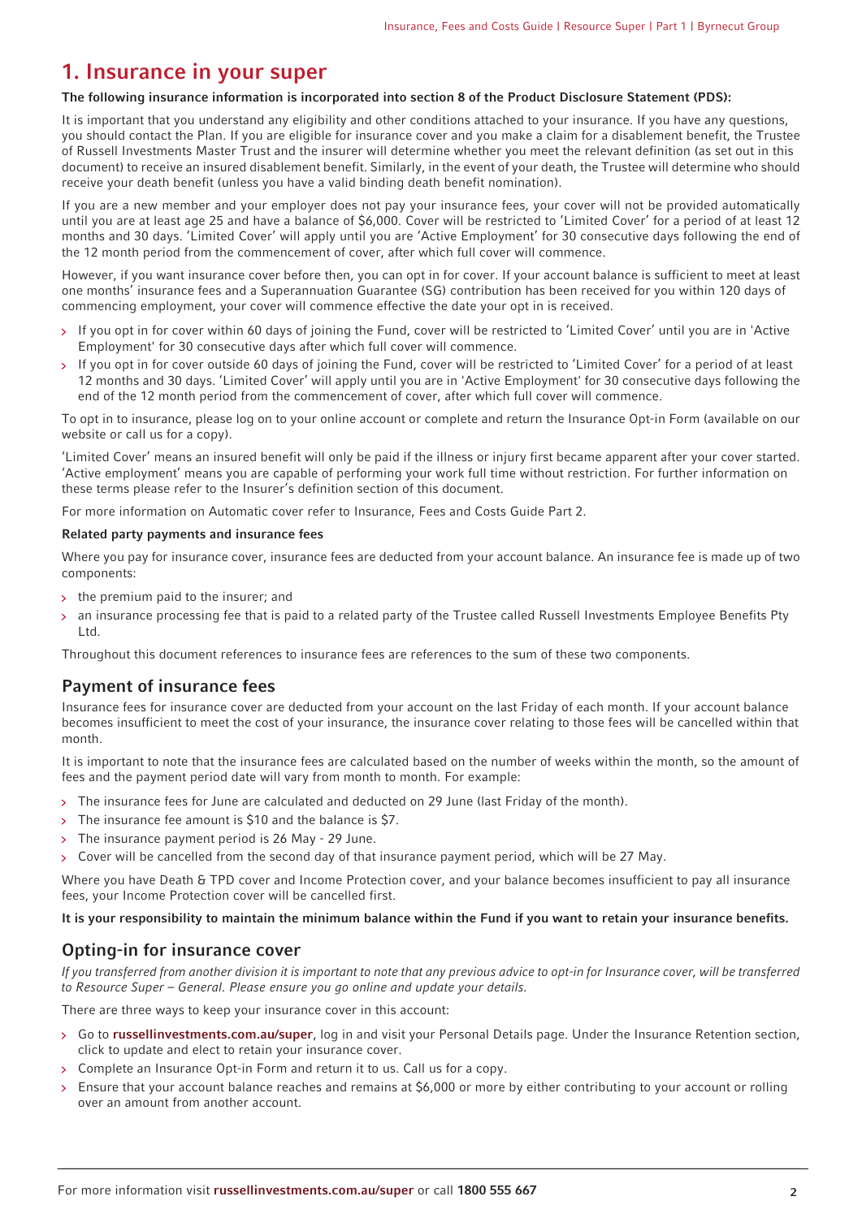# 1. Insurance in your super

**The following insurance information is incorporated into section 8 of the Product Disclosure Statement (PDS):**

It is important that you understand any eligibility and other conditions attached to your insurance. If you have any questions, you should contact the Plan. If you are eligible for insurance cover and you make a claim for a disablement benefit, the Trustee of Russell Investments Master Trust and the insurer will determine whether you meet the relevant definition (as set out in this document) to receive an insured disablement benefit. Similarly, in the event of your death, the Trustee will determine who should receive your death benefit (unless you have a valid binding death benefit nomination).

If you are a new member and your employer does not pay your insurance fees, your cover will not be provided automatically until you are at least age 25 and have a balance of $6,000. Cover will be restricted to 'Limited Cover' for a period of at least 12 months and 30 days. 'Limited Cover' will apply until you are 'Active Employment' for 30 consecutive days following the end of the 12 month period from the commencement of cover, after which full cover will commence.

However, if you want insurance cover before then, you can opt in for cover. If your account balance is sufficient to meet at least one months' insurance fees and a Superannuation Guarantee (SG) contribution has been received for you within 120 days of commencing employment, your cover will commence effective the date your opt in is received.

- If you opt in for cover within 60 days of joining the Fund, cover will be restricted to 'Limited Cover' until you are in 'Active Employment' for 30 consecutive days after which full cover will commence.
- If you opt in for cover outside 60 days of joining the Fund, cover will be restricted to 'Limited Cover' for a period of at least 12 months and 30 days. 'Limited Cover' will apply until you are in 'Active Employment' for 30 consecutive days following the end of the 12 month period from the commencement of cover, after which full cover will commence.

To opt in to insurance, please log on to your online account or complete and return the Insurance Opt-in Form (available on our website or call us for a copy).

'Limited Cover' means an insured benefit will only be paid if the illness or injury first became apparent after your cover started. 'Active employment' means you are capable of performing your work full time without restriction. For further information on these terms please refer to the Insurer's definition section of this document.

For more information on Automatic cover refer to Insurance, Fees and Costs Guide Part 2.

**Related party payments and insurance fees**

Where you pay for insurance cover, insurance fees are deducted from your account balance. An insurance fee is made up of two components:

- the premium paid to the insurer; and
- an insurance processing fee that is paid to a related party of the Trustee called Russell Investments Employee Benefits Pty Ltd.

Throughout this document references to insurance fees are references to the sum of these two components.

## Payment of insurance fees

Insurance fees for insurance cover are deducted from your account on the last Friday of each month. If your account balance becomes insufficient to meet the cost of your insurance, the insurance cover relating to those fees will be cancelled within that month.

It is important to note that the insurance fees are calculated based on the number of weeks within the month, so the amount of fees and the payment period date will vary from month to month. For example:

- The insurance fees for June are calculated and deducted on 29 June (last Friday of the month).
- The insurance fee amount is $10 and the balance is $7.
- The insurance payment period is 26 May - 29 June.
- Cover will be cancelled from the second day of that insurance payment period, which will be 27 May.

Where you have Death & TPD cover and Income Protection cover, and your balance becomes insufficient to pay all insurance fees, your Income Protection cover will be cancelled first.

**It is your responsibility to maintain the minimum balance within the Fund if you want to retain your insurance benefits.**

## Opting-in for insurance cover

*If you transferred from another division it is important to note that any previous advice to opt-in for Insurance cover, will be transferred to Resource Super – General. Please ensure you go online and update your details.*

There are three ways to keep your insurance cover in this account:

- Go to **russellinvestments.com.au/super**, log in and visit your Personal Details page. Under the Insurance Retention section, click to update and elect to retain your insurance cover.
- Complete an Insurance Opt-in Form and return it to us. Call us for a copy.
- Ensure that your account balance reaches and remains at $6,000 or more by either contributing to your account or rolling over an amount from another account.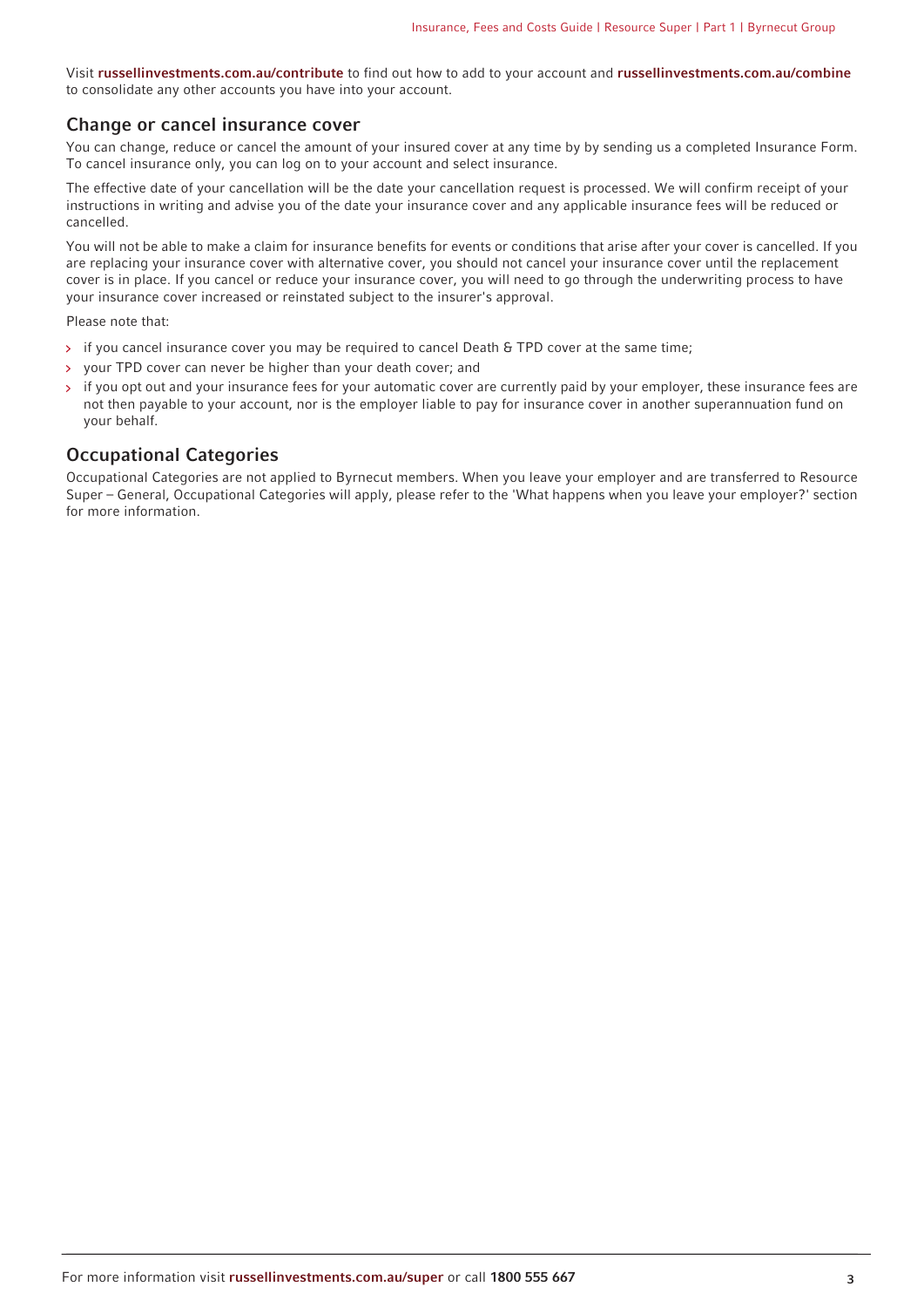Visit **russellinvestments.com.au/contribute** to find out how to add to your account and **russellinvestments.com.au/combine** to consolidate any other accounts you have into your account.

## Change or cancel insurance cover

You can change, reduce or cancel the amount of your insured cover at any time by by sending us a completed Insurance Form. To cancel insurance only, you can log on to your account and select insurance.

The effective date of your cancellation will be the date your cancellation request is processed. We will confirm receipt of your instructions in writing and advise you of the date your insurance cover and any applicable insurance fees will be reduced or cancelled.

You will not be able to make a claim for insurance benefits for events or conditions that arise after your cover is cancelled. If you are replacing your insurance cover with alternative cover, you should not cancel your insurance cover until the replacement cover is in place. If you cancel or reduce your insurance cover, you will need to go through the underwriting process to have your insurance cover increased or reinstated subject to the insurer's approval.

Please note that:

- if you cancel insurance cover you may be required to cancel Death & TPD cover at the same time;
- your TPD cover can never be higher than your death cover; and
- if you opt out and your insurance fees for your automatic cover are currently paid by your employer, these insurance fees are not then payable to your account, nor is the employer liable to pay for insurance cover in another superannuation fund on your behalf.

## Occupational Categories

Occupational Categories are not applied to Byrnecut members. When you leave your employer and are transferred to Resource Super – General, Occupational Categories will apply, please refer to the 'What happens when you leave your employer?' section for more information.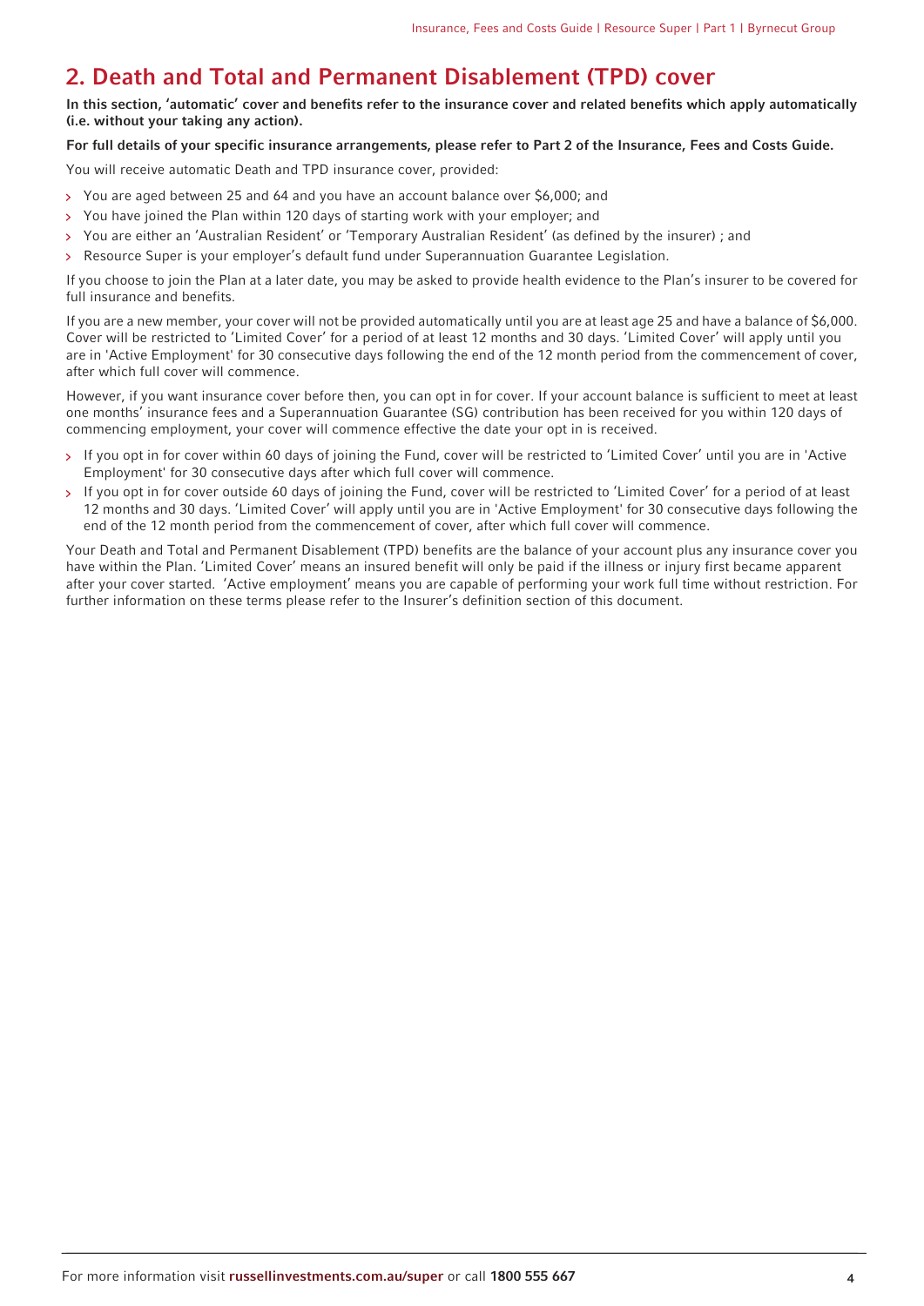## 2. Death and Total and Permanent Disablement (TPD) cover

**In this section, 'automatic' cover and benefits refer to the insurance cover and related benefits which apply automatically (i.e. without your taking any action).**

**For full details of your specific insurance arrangements, please refer to Part 2 of the Insurance, Fees and Costs Guide.**

You will receive automatic Death and TPD insurance cover, provided:

- You are aged between 25 and 64 and you have an account balance over $6,000; and
- You have joined the Plan within 120 days of starting work with your employer; and
- You are either an 'Australian Resident' or 'Temporary Australian Resident' (as defined by the insurer) ; and
- Resource Super is your employer's default fund under Superannuation Guarantee Legislation.

If you choose to join the Plan at a later date, you may be asked to provide health evidence to the Plan's insurer to be covered for full insurance and benefits.

If you are a new member, your cover will not be provided automatically until you are at least age 25 and have a balance of $6,000. Cover will be restricted to 'Limited Cover' for a period of at least 12 months and 30 days. 'Limited Cover' will apply until you are in 'Active Employment' for 30 consecutive days following the end of the 12 month period from the commencement of cover, after which full cover will commence.

However, if you want insurance cover before then, you can opt in for cover. If your account balance is sufficient to meet at least one months' insurance fees and a Superannuation Guarantee (SG) contribution has been received for you within 120 days of commencing employment, your cover will commence effective the date your opt in is received.

- If you opt in for cover within 60 days of joining the Fund, cover will be restricted to 'Limited Cover' until you are in 'Active Employment' for 30 consecutive days after which full cover will commence.
- If you opt in for cover outside 60 days of joining the Fund, cover will be restricted to 'Limited Cover' for a period of at least 12 months and 30 days. 'Limited Cover' will apply until you are in 'Active Employment' for 30 consecutive days following the end of the 12 month period from the commencement of cover, after which full cover will commence.

Your Death and Total and Permanent Disablement (TPD) benefits are the balance of your account plus any insurance cover you have within the Plan. 'Limited Cover' means an insured benefit will only be paid if the illness or injury first became apparent after your cover started. 'Active employment' means you are capable of performing your work full time without restriction. For further information on these terms please refer to the Insurer's definition section of this document.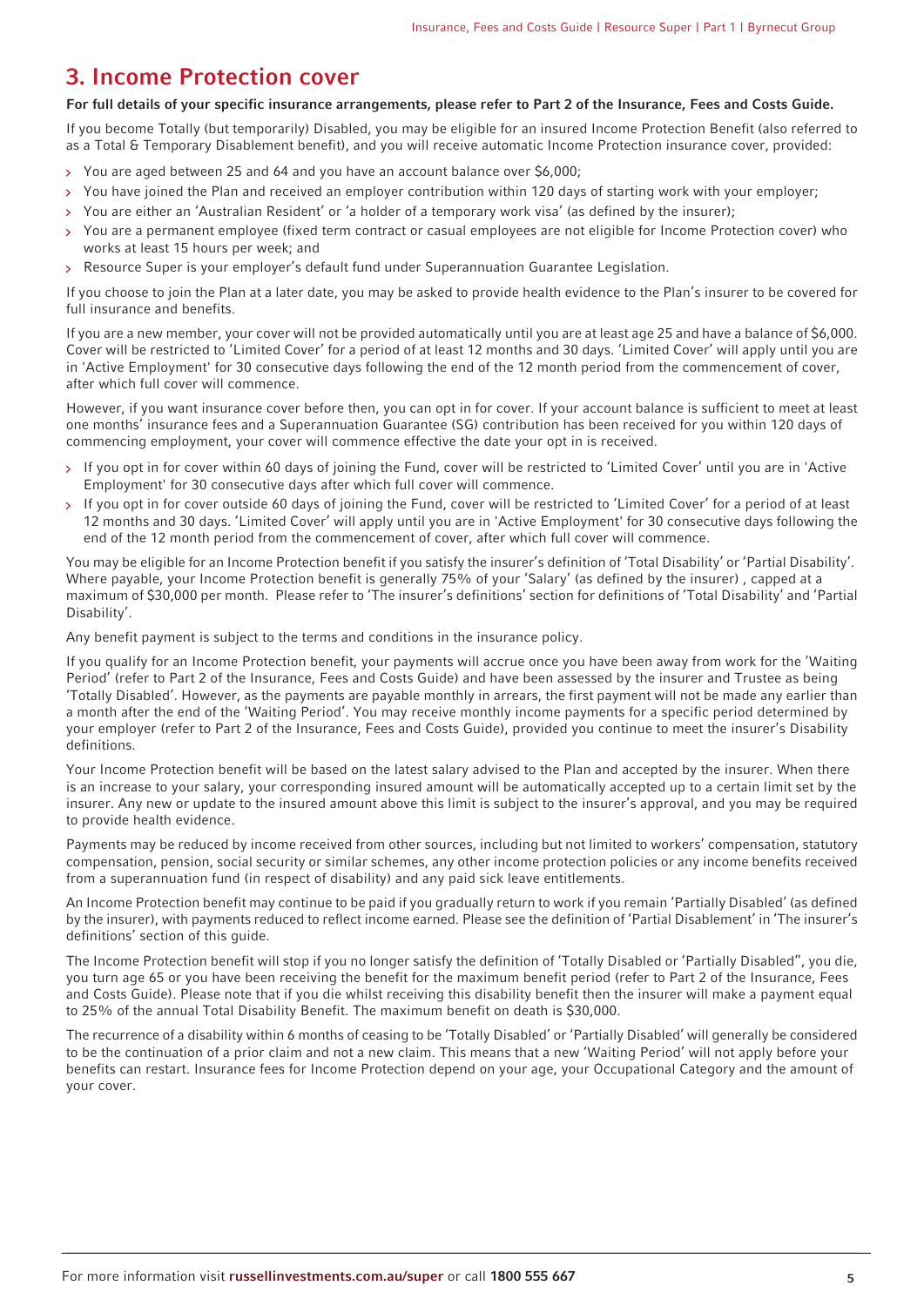## 3. Income Protection cover

**For full details of your specific insurance arrangements, please refer to Part 2 of the Insurance, Fees and Costs Guide.**

If you become Totally (but temporarily) Disabled, you may be eligible for an insured Income Protection Benefit (also referred to as a Total & Temporary Disablement benefit), and you will receive automatic Income Protection insurance cover, provided:

- You are aged between 25 and 64 and you have an account balance over $6,000;
- You have joined the Plan and received an employer contribution within 120 days of starting work with your employer;
- You are either an 'Australian Resident' or 'a holder of a temporary work visa' (as defined by the insurer);
- You are a permanent employee (fixed term contract or casual employees are not eligible for Income Protection cover) who works at least 15 hours per week; and
- Resource Super is your employer's default fund under Superannuation Guarantee Legislation.

If you choose to join the Plan at a later date, you may be asked to provide health evidence to the Plan's insurer to be covered for full insurance and benefits.

If you are a new member, your cover will not be provided automatically until you are at least age 25 and have a balance of $6,000. Cover will be restricted to 'Limited Cover' for a period of at least 12 months and 30 days. 'Limited Cover' will apply until you are in 'Active Employment' for 30 consecutive days following the end of the 12 month period from the commencement of cover, after which full cover will commence.

However, if you want insurance cover before then, you can opt in for cover. If your account balance is sufficient to meet at least one months' insurance fees and a Superannuation Guarantee (SG) contribution has been received for you within 120 days of commencing employment, your cover will commence effective the date your opt in is received.

- If you opt in for cover within 60 days of joining the Fund, cover will be restricted to 'Limited Cover' until you are in 'Active Employment' for 30 consecutive days after which full cover will commence.
- If you opt in for cover outside 60 days of joining the Fund, cover will be restricted to 'Limited Cover' for a period of at least 12 months and 30 days. 'Limited Cover' will apply until you are in 'Active Employment' for 30 consecutive days following the end of the 12 month period from the commencement of cover, after which full cover will commence.

You may be eligible for an Income Protection benefit if you satisfy the insurer's definition of 'Total Disability' or 'Partial Disability'. Where payable, your Income Protection benefit is generally 75% of your 'Salary' (as defined by the insurer) , capped at a maximum of $30,000 per month. Please refer to 'The insurer's definitions' section for definitions of 'Total Disability' and 'Partial Disability'.

Any benefit payment is subject to the terms and conditions in the insurance policy.

If you qualify for an Income Protection benefit, your payments will accrue once you have been away from work for the 'Waiting Period' (refer to Part 2 of the Insurance, Fees and Costs Guide) and have been assessed by the insurer and Trustee as being 'Totally Disabled'. However, as the payments are payable monthly in arrears, the first payment will not be made any earlier than a month after the end of the 'Waiting Period'. You may receive monthly income payments for a specific period determined by your employer (refer to Part 2 of the Insurance, Fees and Costs Guide), provided you continue to meet the insurer's Disability definitions.

Your Income Protection benefit will be based on the latest salary advised to the Plan and accepted by the insurer. When there is an increase to your salary, your corresponding insured amount will be automatically accepted up to a certain limit set by the insurer. Any new or update to the insured amount above this limit is subject to the insurer's approval, and you may be required to provide health evidence.

Payments may be reduced by income received from other sources, including but not limited to workers' compensation, statutory compensation, pension, social security or similar schemes, any other income protection policies or any income benefits received from a superannuation fund (in respect of disability) and any paid sick leave entitlements.

An Income Protection benefit may continue to be paid if you gradually return to work if you remain 'Partially Disabled' (as defined by the insurer), with payments reduced to reflect income earned. Please see the definition of 'Partial Disablement' in 'The insurer's definitions' section of this guide.

The Income Protection benefit will stop if you no longer satisfy the definition of 'Totally Disabled or 'Partially Disabled'', you die, you turn age 65 or you have been receiving the benefit for the maximum benefit period (refer to Part 2 of the Insurance, Fees and Costs Guide). Please note that if you die whilst receiving this disability benefit then the insurer will make a payment equal to 25% of the annual Total Disability Benefit. The maximum benefit on death is $30,000.

The recurrence of a disability within 6 months of ceasing to be 'Totally Disabled' or 'Partially Disabled' will generally be considered to be the continuation of a prior claim and not a new claim. This means that a new 'Waiting Period' will not apply before your benefits can restart. Insurance fees for Income Protection depend on your age, your Occupational Category and the amount of your cover.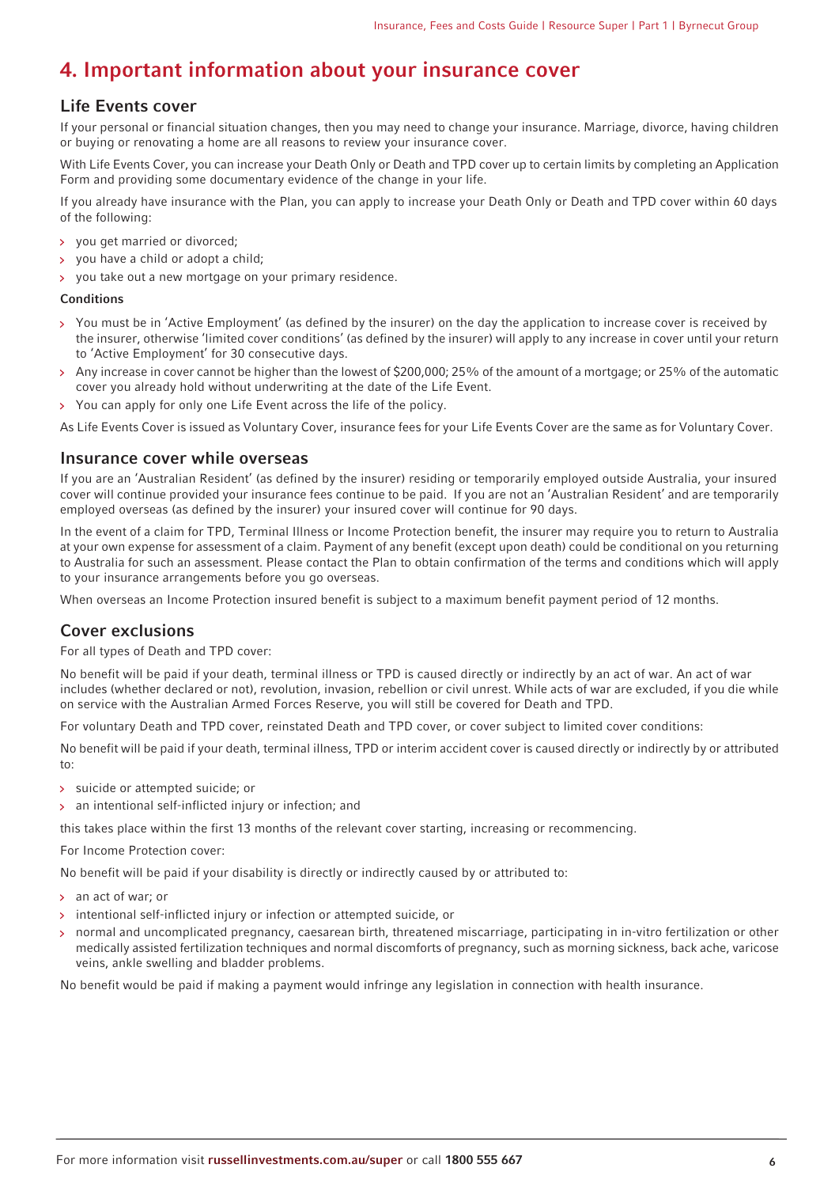# 4. Important information about your insurance cover

## Life Events cover

If your personal or financial situation changes, then you may need to change your insurance. Marriage, divorce, having children or buying or renovating a home are all reasons to review your insurance cover.

With Life Events Cover, you can increase your Death Only or Death and TPD cover up to certain limits by completing an Application Form and providing some documentary evidence of the change in your life.

If you already have insurance with the Plan, you can apply to increase your Death Only or Death and TPD cover within 60 days of the following:

- you get married or divorced;
- you have a child or adopt a child;
- you take out a new mortgage on your primary residence.

**Conditions**

- You must be in 'Active Employment' (as defined by the insurer) on the day the application to increase cover is received by the insurer, otherwise 'limited cover conditions' (as defined by the insurer) will apply to any increase in cover until your return to 'Active Employment' for 30 consecutive days.
- Any increase in cover cannot be higher than the lowest of $200,000; 25% of the amount of a mortgage; or 25% of the automatic cover you already hold without underwriting at the date of the Life Event.
- You can apply for only one Life Event across the life of the policy.

As Life Events Cover is issued as Voluntary Cover, insurance fees for your Life Events Cover are the same as for Voluntary Cover.

## Insurance cover while overseas

If you are an 'Australian Resident' (as defined by the insurer) residing or temporarily employed outside Australia, your insured cover will continue provided your insurance fees continue to be paid. If you are not an 'Australian Resident' and are temporarily employed overseas (as defined by the insurer) your insured cover will continue for 90 days.

In the event of a claim for TPD, Terminal Illness or Income Protection benefit, the insurer may require you to return to Australia at your own expense for assessment of a claim. Payment of any benefit (except upon death) could be conditional on you returning to Australia for such an assessment. Please contact the Plan to obtain confirmation of the terms and conditions which will apply to your insurance arrangements before you go overseas.

When overseas an Income Protection insured benefit is subject to a maximum benefit payment period of 12 months.

## Cover exclusions

For all types of Death and TPD cover:

No benefit will be paid if your death, terminal illness or TPD is caused directly or indirectly by an act of war. An act of war includes (whether declared or not), revolution, invasion, rebellion or civil unrest. While acts of war are excluded, if you die while on service with the Australian Armed Forces Reserve, you will still be covered for Death and TPD.

For voluntary Death and TPD cover, reinstated Death and TPD cover, or cover subject to limited cover conditions:

No benefit will be paid if your death, terminal illness, TPD or interim accident cover is caused directly or indirectly by or attributed to:

- suicide or attempted suicide; or
- an intentional self-inflicted injury or infection; and

this takes place within the first 13 months of the relevant cover starting, increasing or recommencing.

For Income Protection cover:

No benefit will be paid if your disability is directly or indirectly caused by or attributed to:

- an act of war; or
- intentional self-inflicted injury or infection or attempted suicide, or
- normal and uncomplicated pregnancy, caesarean birth, threatened miscarriage, participating in in-vitro fertilization or other medically assisted fertilization techniques and normal discomforts of pregnancy, such as morning sickness, back ache, varicose veins, ankle swelling and bladder problems.

No benefit would be paid if making a payment would infringe any legislation in connection with health insurance.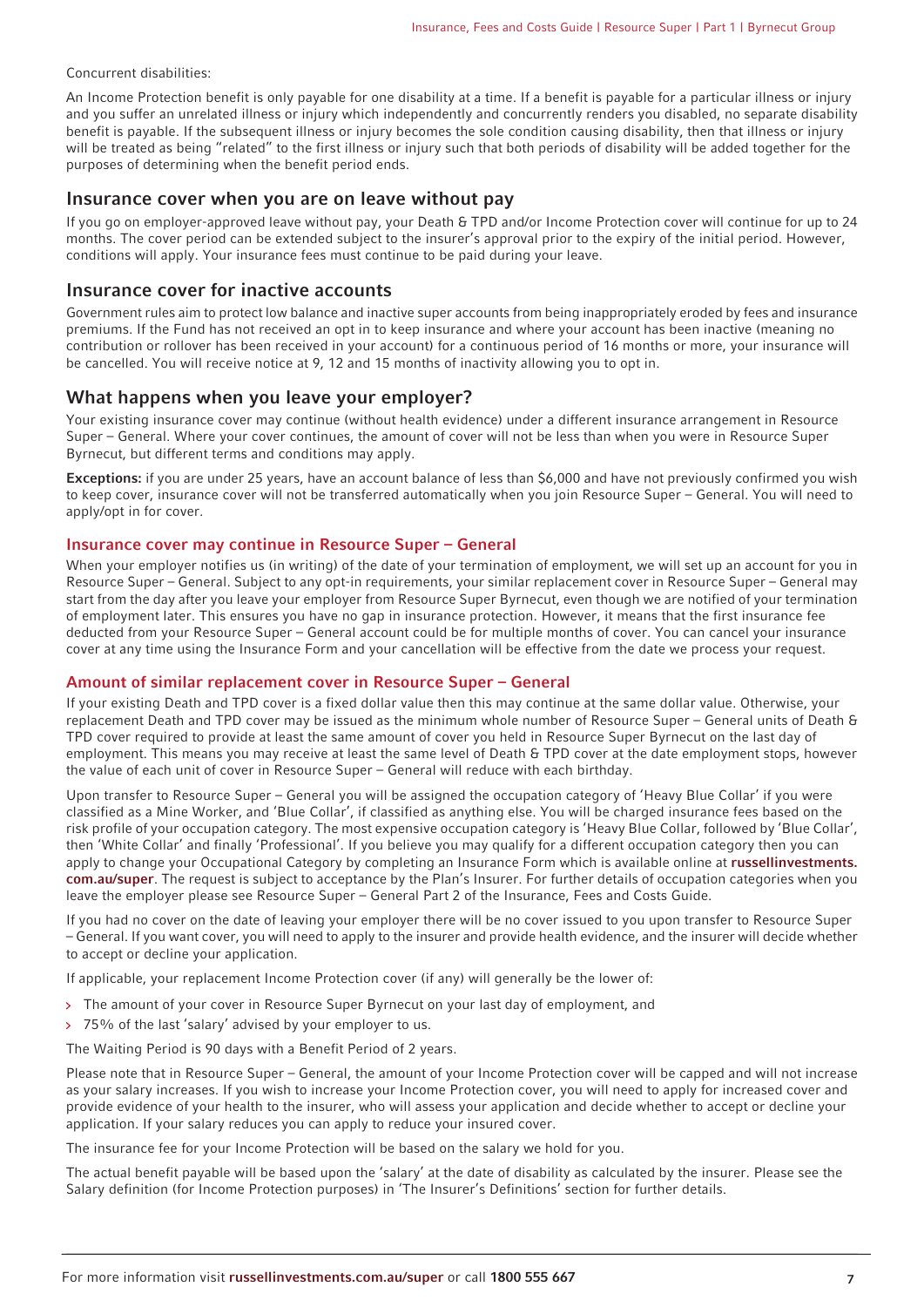Concurrent disabilities:

An Income Protection benefit is only payable for one disability at a time. If a benefit is payable for a particular illness or injury and you suffer an unrelated illness or injury which independently and concurrently renders you disabled, no separate disability benefit is payable. If the subsequent illness or injury becomes the sole condition causing disability, then that illness or injury will be treated as being "related" to the first illness or injury such that both periods of disability will be added together for the purposes of determining when the benefit period ends.

## Insurance cover when you are on leave without pay

If you go on employer-approved leave without pay, your Death & TPD and/or Income Protection cover will continue for up to 24 months. The cover period can be extended subject to the insurer's approval prior to the expiry of the initial period. However, conditions will apply. Your insurance fees must continue to be paid during your leave.

## Insurance cover for inactive accounts

Government rules aim to protect low balance and inactive super accounts from being inappropriately eroded by fees and insurance premiums. If the Fund has not received an opt in to keep insurance and where your account has been inactive (meaning no contribution or rollover has been received in your account) for a continuous period of 16 months or more, your insurance will be cancelled. You will receive notice at 9, 12 and 15 months of inactivity allowing you to opt in.

## What happens when you leave your employer?

Your existing insurance cover may continue (without health evidence) under a different insurance arrangement in Resource Super – General. Where your cover continues, the amount of cover will not be less than when you were in Resource Super Byrnecut, but different terms and conditions may apply.

**Exceptions:** if you are under 25 years, have an account balance of less than $6,000 and have not previously confirmed you wish to keep cover, insurance cover will not be transferred automatically when you join Resource Super – General. You will need to apply/opt in for cover.

### Insurance cover may continue in Resource Super – General

When your employer notifies us (in writing) of the date of your termination of employment, we will set up an account for you in Resource Super – General. Subject to any opt-in requirements, your similar replacement cover in Resource Super – General may start from the day after you leave your employer from Resource Super Byrnecut, even though we are notified of your termination of employment later. This ensures you have no gap in insurance protection. However, it means that the first insurance fee deducted from your Resource Super – General account could be for multiple months of cover. You can cancel your insurance cover at any time using the Insurance Form and your cancellation will be effective from the date we process your request.

### Amount of similar replacement cover in Resource Super – General

If your existing Death and TPD cover is a fixed dollar value then this may continue at the same dollar value. Otherwise, your replacement Death and TPD cover may be issued as the minimum whole number of Resource Super – General units of Death & TPD cover required to provide at least the same amount of cover you held in Resource Super Byrnecut on the last day of employment. This means you may receive at least the same level of Death & TPD cover at the date employment stops, however the value of each unit of cover in Resource Super – General will reduce with each birthday.

Upon transfer to Resource Super – General you will be assigned the occupation category of 'Heavy Blue Collar' if you were classified as a Mine Worker, and 'Blue Collar', if classified as anything else. You will be charged insurance fees based on the risk profile of your occupation category. The most expensive occupation category is 'Heavy Blue Collar, followed by 'Blue Collar', then 'White Collar' and finally 'Professional'. If you believe you may qualify for a different occupation category then you can apply to change your Occupational Category by completing an Insurance Form which is available online at **russellinvestments.com.au/super**. The request is subject to acceptance by the Plan's Insurer. For further details of occupation categories when you leave the employer please see Resource Super – General Part 2 of the Insurance, Fees and Costs Guide.

If you had no cover on the date of leaving your employer there will be no cover issued to you upon transfer to Resource Super – General. If you want cover, you will need to apply to the insurer and provide health evidence, and the insurer will decide whether to accept or decline your application.

If applicable, your replacement Income Protection cover (if any) will generally be the lower of:

- The amount of your cover in Resource Super Byrnecut on your last day of employment, and
- 75% of the last 'salary' advised by your employer to us.

The Waiting Period is 90 days with a Benefit Period of 2 years.

Please note that in Resource Super – General, the amount of your Income Protection cover will be capped and will not increase as your salary increases. If you wish to increase your Income Protection cover, you will need to apply for increased cover and provide evidence of your health to the insurer, who will assess your application and decide whether to accept or decline your application. If your salary reduces you can apply to reduce your insured cover.

The insurance fee for your Income Protection will be based on the salary we hold for you.

The actual benefit payable will be based upon the 'salary' at the date of disability as calculated by the insurer. Please see the Salary definition (for Income Protection purposes) in 'The Insurer's Definitions' section for further details.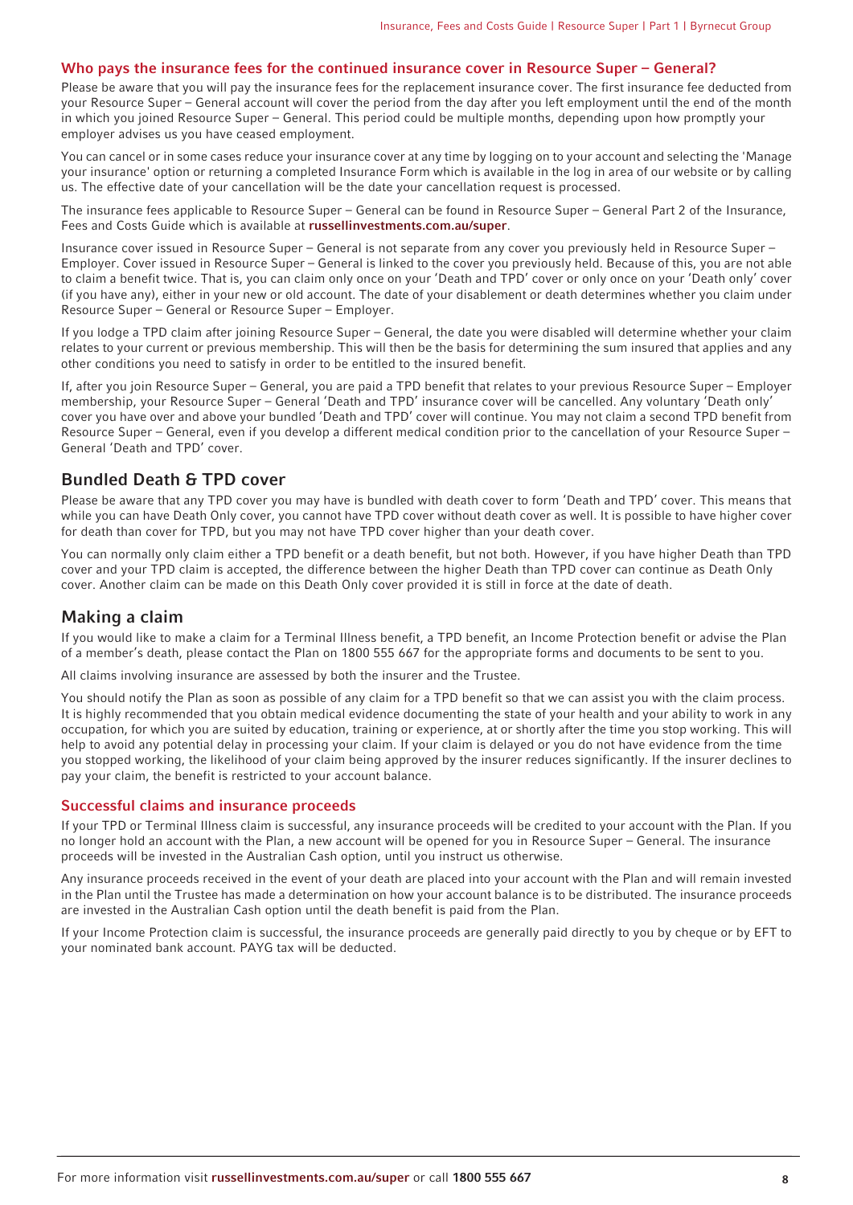### Who pays the insurance fees for the continued insurance cover in Resource Super – General?

Please be aware that you will pay the insurance fees for the replacement insurance cover. The first insurance fee deducted from your Resource Super – General account will cover the period from the day after you left employment until the end of the month in which you joined Resource Super – General. This period could be multiple months, depending upon how promptly your employer advises us you have ceased employment.

You can cancel or in some cases reduce your insurance cover at any time by logging on to your account and selecting the 'Manage your insurance' option or returning a completed Insurance Form which is available in the log in area of our website or by calling us. The effective date of your cancellation will be the date your cancellation request is processed.

The insurance fees applicable to Resource Super – General can be found in Resource Super – General Part 2 of the Insurance, Fees and Costs Guide which is available at **russellinvestments.com.au/super**.

Insurance cover issued in Resource Super – General is not separate from any cover you previously held in Resource Super – Employer. Cover issued in Resource Super – General is linked to the cover you previously held. Because of this, you are not able to claim a benefit twice. That is, you can claim only once on your 'Death and TPD' cover or only once on your 'Death only' cover (if you have any), either in your new or old account. The date of your disablement or death determines whether you claim under Resource Super – General or Resource Super – Employer.

If you lodge a TPD claim after joining Resource Super – General, the date you were disabled will determine whether your claim relates to your current or previous membership. This will then be the basis for determining the sum insured that applies and any other conditions you need to satisfy in order to be entitled to the insured benefit.

If, after you join Resource Super – General, you are paid a TPD benefit that relates to your previous Resource Super – Employer membership, your Resource Super – General 'Death and TPD' insurance cover will be cancelled. Any voluntary 'Death only' cover you have over and above your bundled 'Death and TPD' cover will continue. You may not claim a second TPD benefit from Resource Super – General, even if you develop a different medical condition prior to the cancellation of your Resource Super – General 'Death and TPD' cover.

## Bundled Death & TPD cover

Please be aware that any TPD cover you may have is bundled with death cover to form 'Death and TPD' cover. This means that while you can have Death Only cover, you cannot have TPD cover without death cover as well. It is possible to have higher cover for death than cover for TPD, but you may not have TPD cover higher than your death cover.

You can normally only claim either a TPD benefit or a death benefit, but not both. However, if you have higher Death than TPD cover and your TPD claim is accepted, the difference between the higher Death than TPD cover can continue as Death Only cover. Another claim can be made on this Death Only cover provided it is still in force at the date of death.

## Making a claim

If you would like to make a claim for a Terminal Illness benefit, a TPD benefit, an Income Protection benefit or advise the Plan of a member's death, please contact the Plan on 1800 555 667 for the appropriate forms and documents to be sent to you.

All claims involving insurance are assessed by both the insurer and the Trustee.

You should notify the Plan as soon as possible of any claim for a TPD benefit so that we can assist you with the claim process. It is highly recommended that you obtain medical evidence documenting the state of your health and your ability to work in any occupation, for which you are suited by education, training or experience, at or shortly after the time you stop working. This will help to avoid any potential delay in processing your claim. If your claim is delayed or you do not have evidence from the time you stopped working, the likelihood of your claim being approved by the insurer reduces significantly. If the insurer declines to pay your claim, the benefit is restricted to your account balance.

### Successful claims and insurance proceeds

If your TPD or Terminal Illness claim is successful, any insurance proceeds will be credited to your account with the Plan. If you no longer hold an account with the Plan, a new account will be opened for you in Resource Super – General. The insurance proceeds will be invested in the Australian Cash option, until you instruct us otherwise.

Any insurance proceeds received in the event of your death are placed into your account with the Plan and will remain invested in the Plan until the Trustee has made a determination on how your account balance is to be distributed. The insurance proceeds are invested in the Australian Cash option until the death benefit is paid from the Plan.

If your Income Protection claim is successful, the insurance proceeds are generally paid directly to you by cheque or by EFT to your nominated bank account. PAYG tax will be deducted.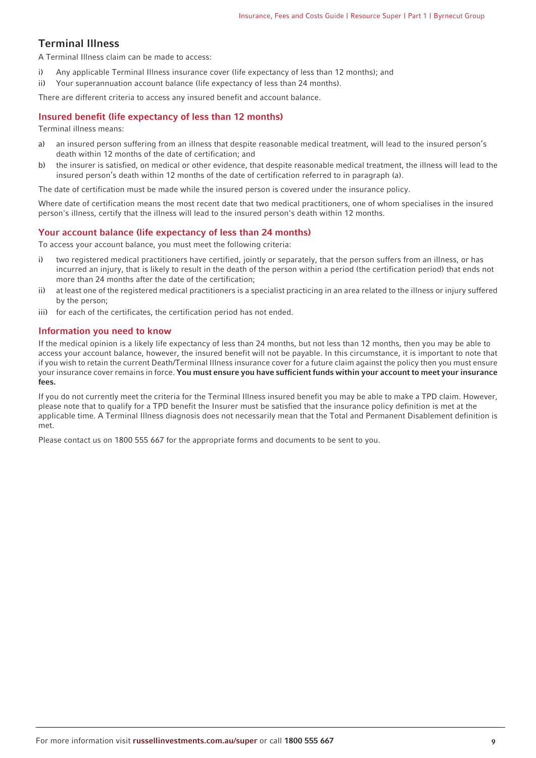## Terminal Illness

A Terminal Illness claim can be made to access:

i) Any applicable Terminal Illness insurance cover (life expectancy of less than 12 months); and
ii) Your superannuation account balance (life expectancy of less than 24 months).

There are different criteria to access any insured benefit and account balance.

### Insured benefit (life expectancy of less than 12 months)

Terminal illness means:

a) an insured person suffering from an illness that despite reasonable medical treatment, will lead to the insured person's death within 12 months of the date of certification; and
b) the insurer is satisfied, on medical or other evidence, that despite reasonable medical treatment, the illness will lead to the insured person's death within 12 months of the date of certification referred to in paragraph (a).

The date of certification must be made while the insured person is covered under the insurance policy.

Where date of certification means the most recent date that two medical practitioners, one of whom specialises in the insured person's illness, certify that the illness will lead to the insured person's death within 12 months.

### Your account balance (life expectancy of less than 24 months)

To access your account balance, you must meet the following criteria:

i) two registered medical practitioners have certified, jointly or separately, that the person suffers from an illness, or has incurred an injury, that is likely to result in the death of the person within a period (the certification period) that ends not more than 24 months after the date of the certification;
ii) at least one of the registered medical practitioners is a specialist practicing in an area related to the illness or injury suffered by the person;
iii) for each of the certificates, the certification period has not ended.

### Information you need to know

If the medical opinion is a likely life expectancy of less than 24 months, but not less than 12 months, then you may be able to access your account balance, however, the insured benefit will not be payable. In this circumstance, it is important to note that if you wish to retain the current Death/Terminal Illness insurance cover for a future claim against the policy then you must ensure your insurance cover remains in force. **You must ensure you have sufficient funds within your account to meet your insurance fees.**

If you do not currently meet the criteria for the Terminal Illness insured benefit you may be able to make a TPD claim. However, please note that to qualify for a TPD benefit the Insurer must be satisfied that the insurance policy definition is met at the applicable time. A Terminal Illness diagnosis does not necessarily mean that the Total and Permanent Disablement definition is met.

Please contact us on 1800 555 667 for the appropriate forms and documents to be sent to you.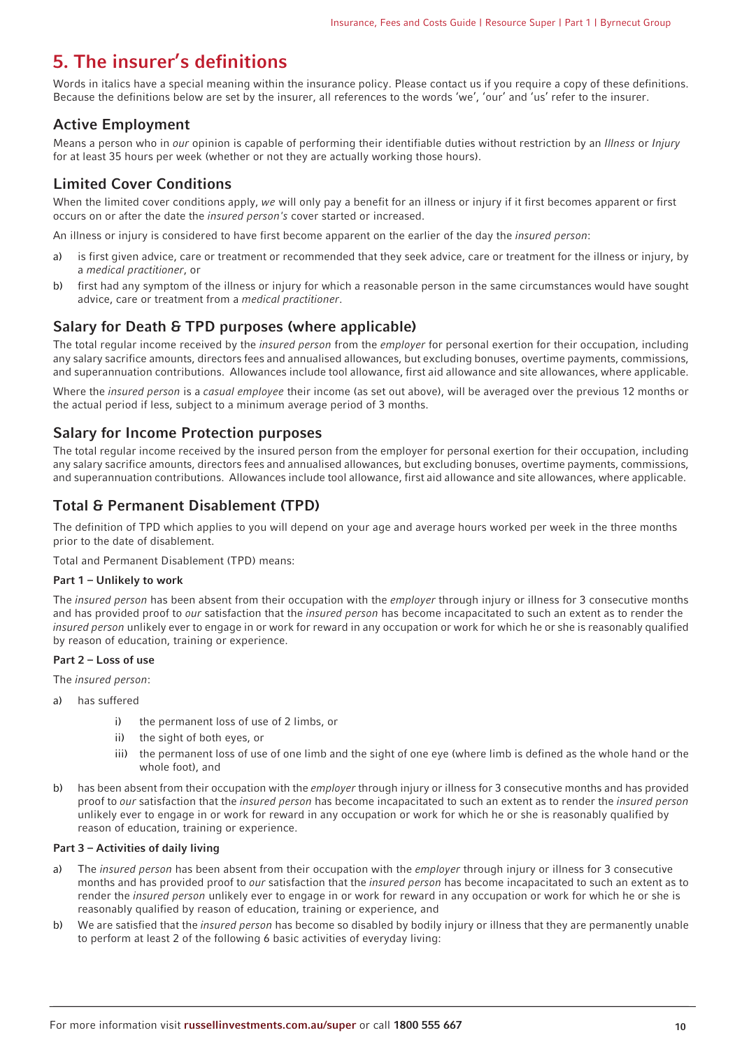# 5. The insurer's definitions

Words in italics have a special meaning within the insurance policy. Please contact us if you require a copy of these definitions. Because the definitions below are set by the insurer, all references to the words 'we', 'our' and 'us' refer to the insurer.

## Active Employment

Means a person who in *our* opinion is capable of performing their identifiable duties without restriction by an *Illness* or *Injury* for at least 35 hours per week (whether or not they are actually working those hours).

## Limited Cover Conditions

When the limited cover conditions apply, *we* will only pay a benefit for an illness or injury if it first becomes apparent or first occurs on or after the date the *insured person's* cover started or increased.

An illness or injury is considered to have first become apparent on the earlier of the day the *insured person*:

a) is first given advice, care or treatment or recommended that they seek advice, care or treatment for the illness or injury, by a *medical practitioner*, or

b) first had any symptom of the illness or injury for which a reasonable person in the same circumstances would have sought advice, care or treatment from a *medical practitioner*.

## Salary for Death & TPD purposes (where applicable)

The total regular income received by the *insured person* from the *employer* for personal exertion for their occupation, including any salary sacrifice amounts, directors fees and annualised allowances, but excluding bonuses, overtime payments, commissions, and superannuation contributions. Allowances include tool allowance, first aid allowance and site allowances, where applicable.

Where the *insured person* is a *casual employee* their income (as set out above), will be averaged over the previous 12 months or the actual period if less, subject to a minimum average period of 3 months.

## Salary for Income Protection purposes

The total regular income received by the insured person from the employer for personal exertion for their occupation, including any salary sacrifice amounts, directors fees and annualised allowances, but excluding bonuses, overtime payments, commissions, and superannuation contributions. Allowances include tool allowance, first aid allowance and site allowances, where applicable.

## Total & Permanent Disablement (TPD)

The definition of TPD which applies to you will depend on your age and average hours worked per week in the three months prior to the date of disablement.

Total and Permanent Disablement (TPD) means:

**Part 1 – Unlikely to work**

The *insured person* has been absent from their occupation with the *employer* through injury or illness for 3 consecutive months and has provided proof to *our* satisfaction that the *insured person* has become incapacitated to such an extent as to render the *insured person* unlikely ever to engage in or work for reward in any occupation or work for which he or she is reasonably qualified by reason of education, training or experience.

**Part 2 – Loss of use**

The *insured person*:

a) has suffered

   i) the permanent loss of use of 2 limbs, or

   ii) the sight of both eyes, or

   iii) the permanent loss of use of one limb and the sight of one eye (where limb is defined as the whole hand or the whole foot), and

b) has been absent from their occupation with the *employer* through injury or illness for 3 consecutive months and has provided proof to *our* satisfaction that the *insured person* has become incapacitated to such an extent as to render the *insured person* unlikely ever to engage in or work for reward in any occupation or work for which he or she is reasonably qualified by reason of education, training or experience.

**Part 3 – Activities of daily living**

a) The *insured person* has been absent from their occupation with the *employer* through injury or illness for 3 consecutive months and has provided proof to *our* satisfaction that the *insured person* has become incapacitated to such an extent as to render the *insured person* unlikely ever to engage in or work for reward in any occupation or work for which he or she is reasonably qualified by reason of education, training or experience, and

b) We are satisfied that the *insured person* has become so disabled by bodily injury or illness that they are permanently unable to perform at least 2 of the following 6 basic activities of everyday living: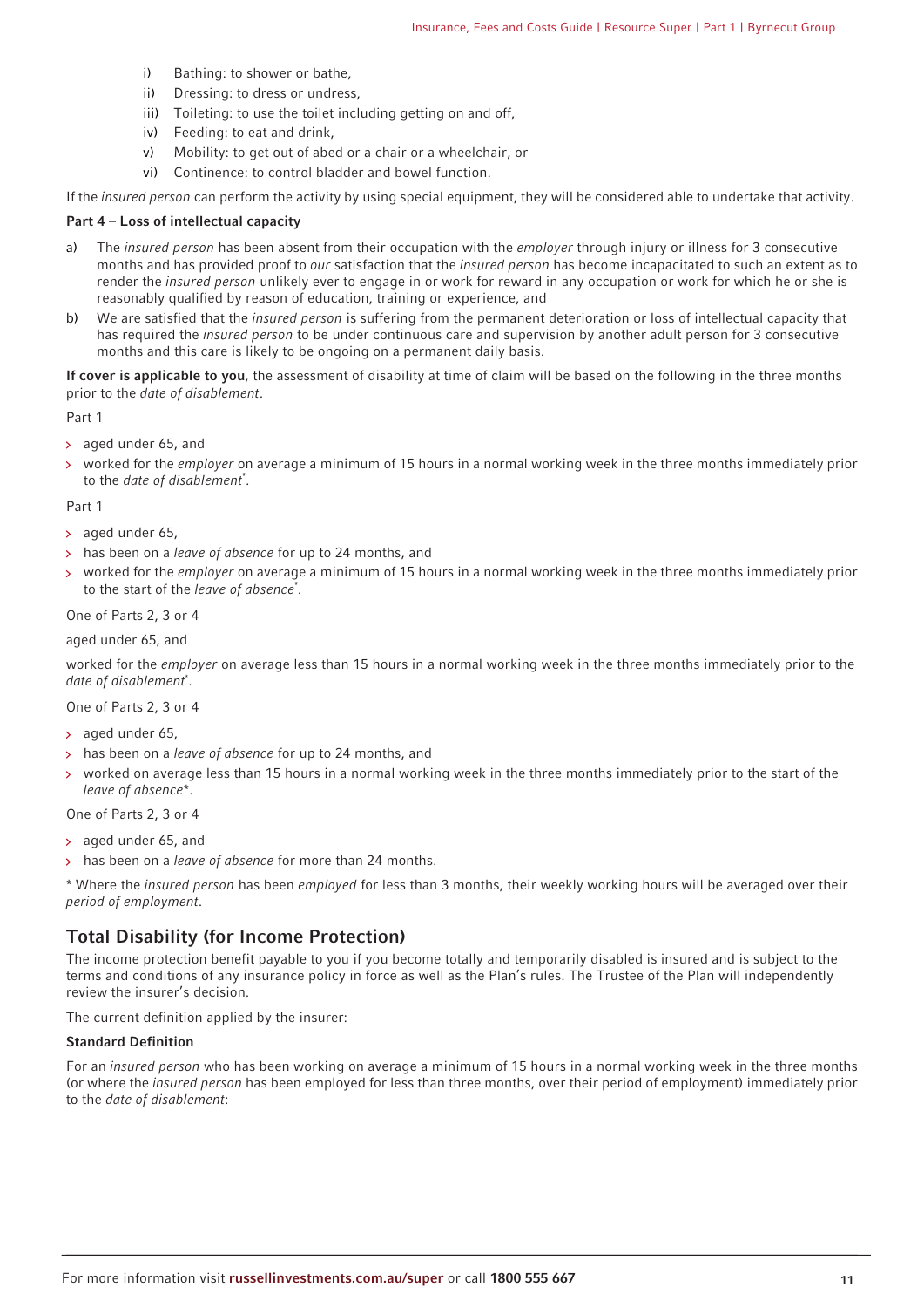i) Bathing: to shower or bathe,
ii) Dressing: to dress or undress,
iii) Toileting: to use the toilet including getting on and off,
iv) Feeding: to eat and drink,
v) Mobility: to get out of abed or a chair or a wheelchair, or
vi) Continence: to control bladder and bowel function.

If the *insured person* can perform the activity by using special equipment, they will be considered able to undertake that activity.

**Part 4 – Loss of intellectual capacity**

a) The *insured person* has been absent from their occupation with the *employer* through injury or illness for 3 consecutive months and has provided proof to *our* satisfaction that the *insured person* has become incapacitated to such an extent as to render the *insured person* unlikely ever to engage in or work for reward in any occupation or work for which he or she is reasonably qualified by reason of education, training or experience, and
b) We are satisfied that the *insured person* is suffering from the permanent deterioration or loss of intellectual capacity that has required the *insured person* to be under continuous care and supervision by another adult person for 3 consecutive months and this care is likely to be ongoing on a permanent daily basis.

**If cover is applicable to you**, the assessment of disability at time of claim will be based on the following in the three months prior to the *date of disablement*.

Part 1

- aged under 65, and
- worked for the *employer* on average a minimum of 15 hours in a normal working week in the three months immediately prior to the *date of disablement*\*.

Part 1

- aged under 65,
- has been on a *leave of absence* for up to 24 months, and
- worked for the *employer* on average a minimum of 15 hours in a normal working week in the three months immediately prior to the start of the *leave of absence*\*.

One of Parts 2, 3 or 4

aged under 65, and

worked for the *employer* on average less than 15 hours in a normal working week in the three months immediately prior to the *date of disablement*\*.

One of Parts 2, 3 or 4

- aged under 65,
- has been on a *leave of absence* for up to 24 months, and
- worked on average less than 15 hours in a normal working week in the three months immediately prior to the start of the *leave of absence*\*.

One of Parts 2, 3 or 4

- aged under 65, and
- has been on a *leave of absence* for more than 24 months.

\* Where the *insured person* has been *employed* for less than 3 months, their weekly working hours will be averaged over their *period of employment*.

## Total Disability (for Income Protection)

The income protection benefit payable to you if you become totally and temporarily disabled is insured and is subject to the terms and conditions of any insurance policy in force as well as the Plan's rules. The Trustee of the Plan will independently review the insurer's decision.

The current definition applied by the insurer:

**Standard Definition**

For an *insured person* who has been working on average a minimum of 15 hours in a normal working week in the three months (or where the *insured person* has been employed for less than three months, over their period of employment) immediately prior to the *date of disablement*: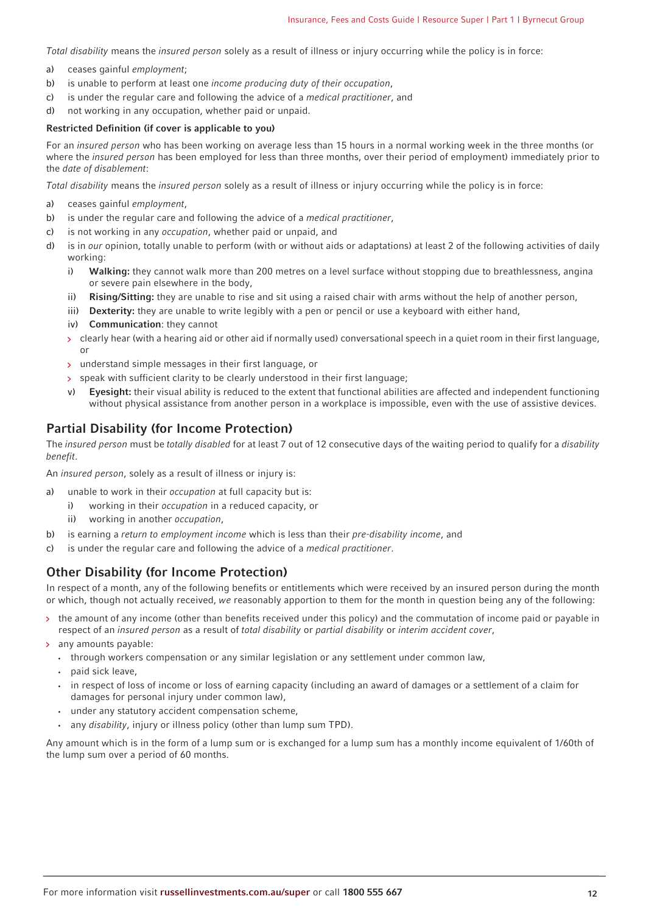*Total disability* means the *insured person* solely as a result of illness or injury occurring while the policy is in force:

a) ceases gainful *employment*;
b) is unable to perform at least one *income producing duty of their occupation*,
c) is under the regular care and following the advice of a *medical practitioner*, and
d) not working in any occupation, whether paid or unpaid.

**Restricted Definition (if cover is applicable to you)**

For an *insured person* who has been working on average less than 15 hours in a normal working week in the three months (or where the *insured person* has been employed for less than three months, over their period of employment) immediately prior to the *date of disablement*:

*Total disability* means the *insured person* solely as a result of illness or injury occurring while the policy is in force:

a) ceases gainful *employment*,
b) is under the regular care and following the advice of a *medical practitioner*,
c) is not working in any *occupation*, whether paid or unpaid, and
d) is in *our* opinion, totally unable to perform (with or without aids or adaptations) at least 2 of the following activities of daily working:
   i) **Walking:** they cannot walk more than 200 metres on a level surface without stopping due to breathlessness, angina or severe pain elsewhere in the body,
   ii) **Rising/Sitting:** they are unable to rise and sit using a raised chair with arms without the help of another person,
   iii) **Dexterity:** they are unable to write legibly with a pen or pencil or use a keyboard with either hand,
   iv) **Communication**: they cannot
   - clearly hear (with a hearing aid or other aid if normally used) conversational speech in a quiet room in their first language, or
   - understand simple messages in their first language, or
   - speak with sufficient clarity to be clearly understood in their first language;
   
   v) **Eyesight:** their visual ability is reduced to the extent that functional abilities are affected and independent functioning without physical assistance from another person in a workplace is impossible, even with the use of assistive devices.

## Partial Disability (for Income Protection)

The *insured person* must be *totally disabled* for at least 7 out of 12 consecutive days of the waiting period to qualify for a *disability benefit*.

An *insured person*, solely as a result of illness or injury is:

a) unable to work in their *occupation* at full capacity but is:
   i) working in their *occupation* in a reduced capacity, or
   ii) working in another *occupation*,
b) is earning a *return to employment income* which is less than their *pre-disability income*, and
c) is under the regular care and following the advice of a *medical practitioner*.

## Other Disability (for Income Protection)

In respect of a month, any of the following benefits or entitlements which were received by an insured person during the month or which, though not actually received, *we* reasonably apportion to them for the month in question being any of the following:

- the amount of any income (other than benefits received under this policy) and the commutation of income paid or payable in respect of an *insured person* as a result of *total disability* or *partial disability* or *interim accident cover*,
- any amounts payable:
  - through workers compensation or any similar legislation or any settlement under common law,
  - paid sick leave,
  - in respect of loss of income or loss of earning capacity (including an award of damages or a settlement of a claim for damages for personal injury under common law),
  - under any statutory accident compensation scheme,
  - any *disability*, injury or illness policy (other than lump sum TPD).

Any amount which is in the form of a lump sum or is exchanged for a lump sum has a monthly income equivalent of 1/60th of the lump sum over a period of 60 months.